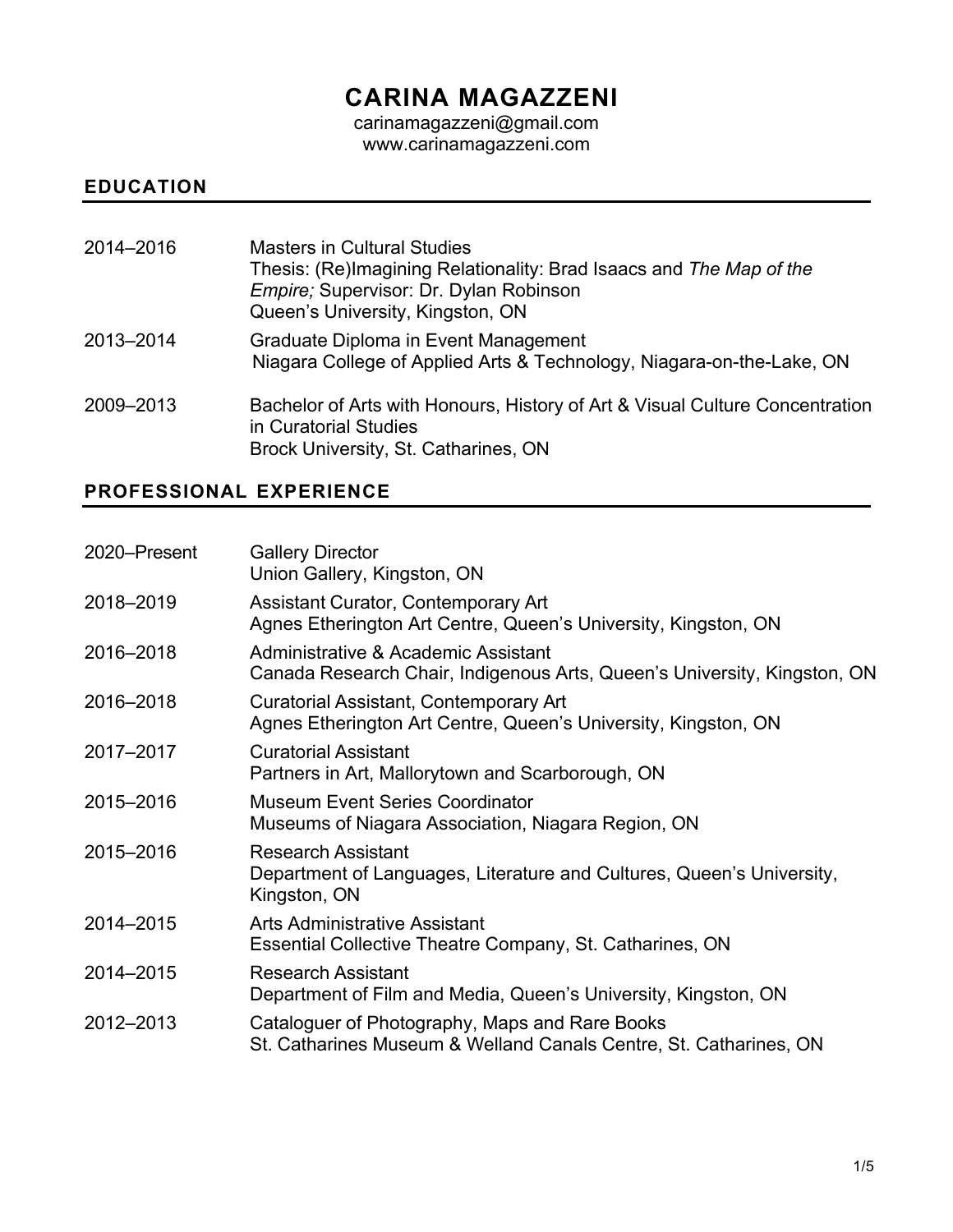# CARINA MAGAZZENI

carinamagazzeni@gmail.com
www.carinamagazzeni.com

## EDUCATION

| | |
|---|---|
| 2014–2016 | Masters in Cultural Studies<br>Thesis: (Re)Imagining Relationality: Brad Isaacs and *The Map of the Empire;* Supervisor: Dr. Dylan Robinson<br>Queen's University, Kingston, ON |
| 2013–2014 | Graduate Diploma in Event Management<br>Niagara College of Applied Arts & Technology, Niagara-on-the-Lake, ON |
| 2009–2013 | Bachelor of Arts with Honours, History of Art & Visual Culture Concentration in Curatorial Studies<br>Brock University, St. Catharines, ON |

## PROFESSIONAL EXPERIENCE

| | |
|---|---|
| 2020–Present | Gallery Director<br>Union Gallery, Kingston, ON |
| 2018–2019 | Assistant Curator, Contemporary Art<br>Agnes Etherington Art Centre, Queen's University, Kingston, ON |
| 2016–2018 | Administrative & Academic Assistant<br>Canada Research Chair, Indigenous Arts, Queen's University, Kingston, ON |
| 2016–2018 | Curatorial Assistant, Contemporary Art<br>Agnes Etherington Art Centre, Queen's University, Kingston, ON |
| 2017–2017 | Curatorial Assistant<br>Partners in Art, Mallorytown and Scarborough, ON |
| 2015–2016 | Museum Event Series Coordinator<br>Museums of Niagara Association, Niagara Region, ON |
| 2015–2016 | Research Assistant<br>Department of Languages, Literature and Cultures, Queen's University, Kingston, ON |
| 2014–2015 | Arts Administrative Assistant<br>Essential Collective Theatre Company, St. Catharines, ON |
| 2014–2015 | Research Assistant<br>Department of Film and Media, Queen's University, Kingston, ON |
| 2012–2013 | Cataloguer of Photography, Maps and Rare Books<br>St. Catharines Museum & Welland Canals Centre, St. Catharines, ON |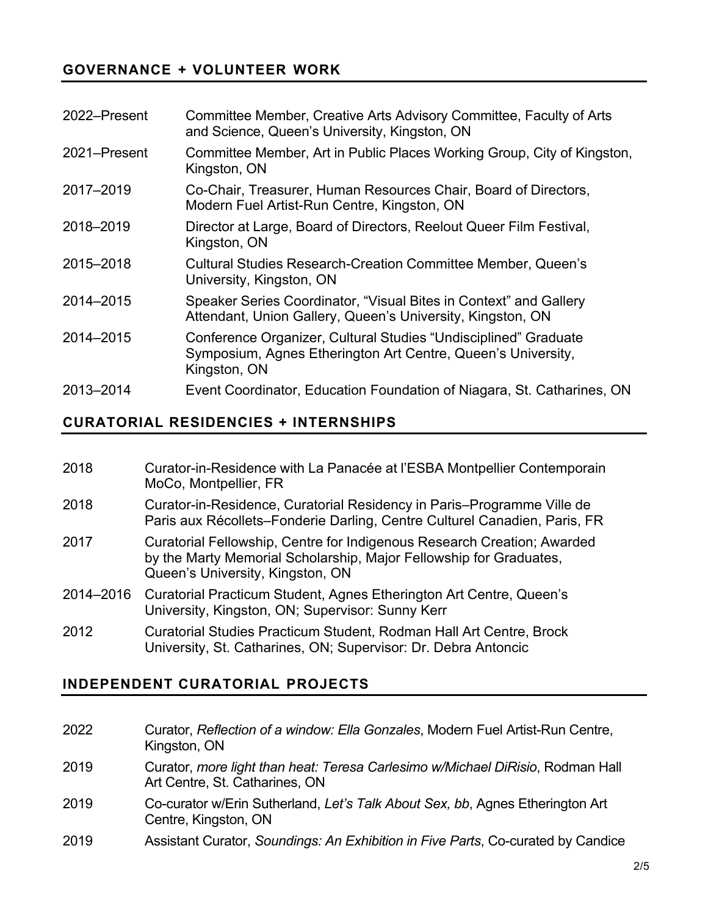## GOVERNANCE + VOLUNTEER WORK

| | |
|---|---|
| 2022–Present | Committee Member, Creative Arts Advisory Committee, Faculty of Arts and Science, Queen's University, Kingston, ON |
| 2021–Present | Committee Member, Art in Public Places Working Group, City of Kingston, Kingston, ON |
| 2017–2019 | Co-Chair, Treasurer, Human Resources Chair, Board of Directors, Modern Fuel Artist-Run Centre, Kingston, ON |
| 2018–2019 | Director at Large, Board of Directors, Reelout Queer Film Festival, Kingston, ON |
| 2015–2018 | Cultural Studies Research-Creation Committee Member, Queen's University, Kingston, ON |
| 2014–2015 | Speaker Series Coordinator, "Visual Bites in Context" and Gallery Attendant, Union Gallery, Queen's University, Kingston, ON |
| 2014–2015 | Conference Organizer, Cultural Studies "Undisciplined" Graduate Symposium, Agnes Etherington Art Centre, Queen's University, Kingston, ON |
| 2013–2014 | Event Coordinator, Education Foundation of Niagara, St. Catharines, ON |

## CURATORIAL RESIDENCIES + INTERNSHIPS

| | |
|---|---|
| 2018 | Curator-in-Residence with La Panacée at l'ESBA Montpellier Contemporain MoCo, Montpellier, FR |
| 2018 | Curator-in-Residence, Curatorial Residency in Paris–Programme Ville de Paris aux Récollets–Fonderie Darling, Centre Culturel Canadien, Paris, FR |
| 2017 | Curatorial Fellowship, Centre for Indigenous Research Creation; Awarded by the Marty Memorial Scholarship, Major Fellowship for Graduates, Queen's University, Kingston, ON |
| 2014–2016 | Curatorial Practicum Student, Agnes Etherington Art Centre, Queen's University, Kingston, ON; Supervisor: Sunny Kerr |
| 2012 | Curatorial Studies Practicum Student, Rodman Hall Art Centre, Brock University, St. Catharines, ON; Supervisor: Dr. Debra Antoncic |

## INDEPENDENT CURATORIAL PROJECTS

| | |
|---|---|
| 2022 | Curator, *Reflection of a window: Ella Gonzales*, Modern Fuel Artist-Run Centre, Kingston, ON |
| 2019 | Curator, *more light than heat: Teresa Carlesimo w/Michael DiRisio*, Rodman Hall Art Centre, St. Catharines, ON |
| 2019 | Co-curator w/Erin Sutherland, *Let's Talk About Sex, bb*, Agnes Etherington Art Centre, Kingston, ON |
| 2019 | Assistant Curator, *Soundings: An Exhibition in Five Parts*, Co-curated by Candice |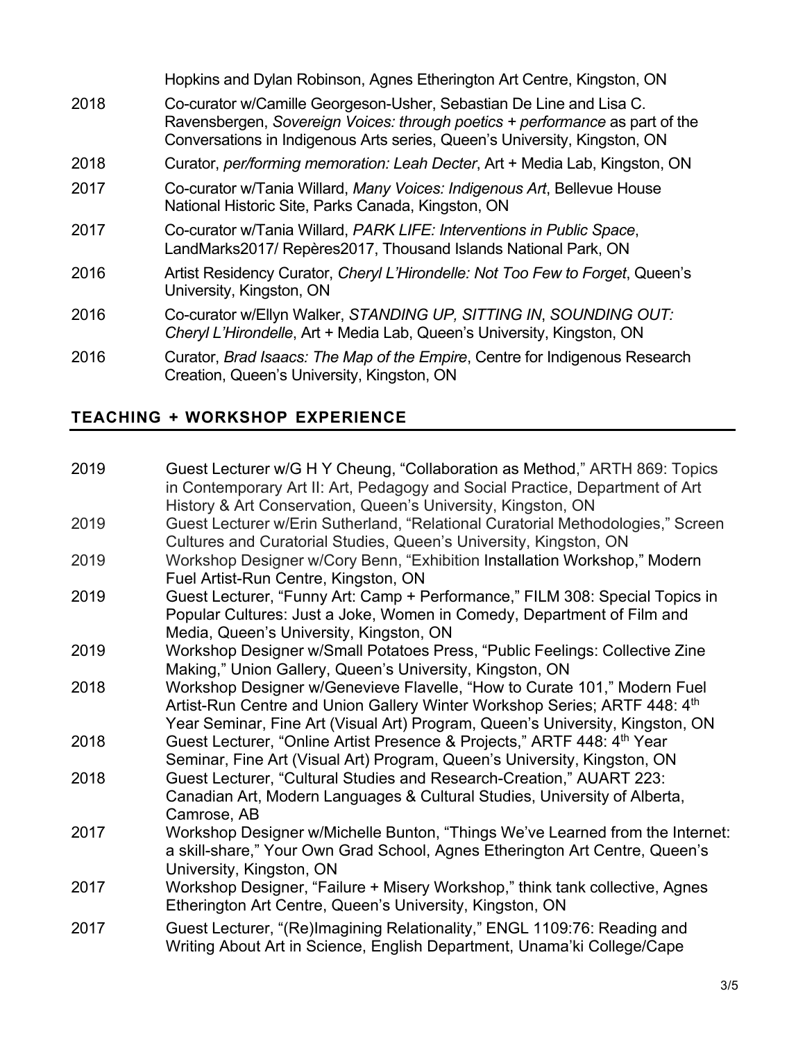Hopkins and Dylan Robinson, Agnes Etherington Art Centre, Kingston, ON

2018 Co-curator w/Camille Georgeson-Usher, Sebastian De Line and Lisa C. Ravensbergen, *Sovereign Voices: through poetics + performance* as part of the Conversations in Indigenous Arts series, Queen's University, Kingston, ON

2018 Curator, *per/forming memoration: Leah Decter*, Art + Media Lab, Kingston, ON

2017 Co-curator w/Tania Willard, *Many Voices: Indigenous Art*, Bellevue House National Historic Site, Parks Canada, Kingston, ON

2017 Co-curator w/Tania Willard, *PARK LIFE: Interventions in Public Space*, LandMarks2017/ Repères2017, Thousand Islands National Park, ON

2016 Artist Residency Curator, *Cheryl L'Hirondelle: Not Too Few to Forget*, Queen's University, Kingston, ON

2016 Co-curator w/Ellyn Walker, *STANDING UP, SITTING IN, SOUNDING OUT: Cheryl L'Hirondelle*, Art + Media Lab, Queen's University, Kingston, ON

2016 Curator, *Brad Isaacs: The Map of the Empire*, Centre for Indigenous Research Creation, Queen's University, Kingston, ON

## TEACHING + WORKSHOP EXPERIENCE

2019 Guest Lecturer w/G H Y Cheung, "Collaboration as Method," ARTH 869: Topics in Contemporary Art II: Art, Pedagogy and Social Practice, Department of Art History & Art Conservation, Queen's University, Kingston, ON

2019 Guest Lecturer w/Erin Sutherland, "Relational Curatorial Methodologies," Screen Cultures and Curatorial Studies, Queen's University, Kingston, ON

2019 Workshop Designer w/Cory Benn, "Exhibition Installation Workshop," Modern Fuel Artist-Run Centre, Kingston, ON

2019 Guest Lecturer, "Funny Art: Camp + Performance," FILM 308: Special Topics in Popular Cultures: Just a Joke, Women in Comedy, Department of Film and Media, Queen's University, Kingston, ON

2019 Workshop Designer w/Small Potatoes Press, "Public Feelings: Collective Zine Making," Union Gallery, Queen's University, Kingston, ON

2018 Workshop Designer w/Genevieve Flavelle, "How to Curate 101," Modern Fuel Artist-Run Centre and Union Gallery Winter Workshop Series; ARTF 448: 4th Year Seminar, Fine Art (Visual Art) Program, Queen's University, Kingston, ON

2018 Guest Lecturer, "Online Artist Presence & Projects," ARTF 448: 4th Year Seminar, Fine Art (Visual Art) Program, Queen's University, Kingston, ON

2018 Guest Lecturer, "Cultural Studies and Research-Creation," AUART 223: Canadian Art, Modern Languages & Cultural Studies, University of Alberta, Camrose, AB

2017 Workshop Designer w/Michelle Bunton, "Things We've Learned from the Internet: a skill-share," Your Own Grad School, Agnes Etherington Art Centre, Queen's University, Kingston, ON

2017 Workshop Designer, "Failure + Misery Workshop," think tank collective, Agnes Etherington Art Centre, Queen's University, Kingston, ON

2017 Guest Lecturer, "(Re)Imagining Relationality," ENGL 1109:76: Reading and Writing About Art in Science, English Department, Unama'ki College/Cape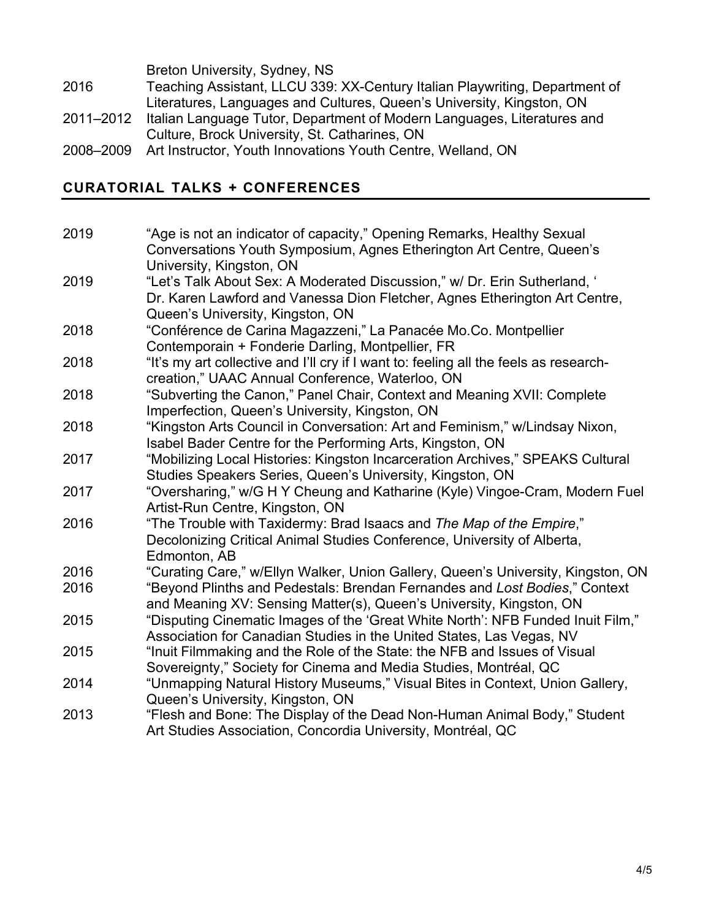Breton University, Sydney, NS

2016 Teaching Assistant, LLCU 339: XX-Century Italian Playwriting, Department of Literatures, Languages and Cultures, Queen's University, Kingston, ON

2011–2012 Italian Language Tutor, Department of Modern Languages, Literatures and Culture, Brock University, St. Catharines, ON

2008–2009 Art Instructor, Youth Innovations Youth Centre, Welland, ON

## CURATORIAL TALKS + CONFERENCES

2019 "Age is not an indicator of capacity," Opening Remarks, Healthy Sexual Conversations Youth Symposium, Agnes Etherington Art Centre, Queen's University, Kingston, ON

2019 "Let's Talk About Sex: A Moderated Discussion," w/ Dr. Erin Sutherland, ' Dr. Karen Lawford and Vanessa Dion Fletcher, Agnes Etherington Art Centre, Queen's University, Kingston, ON

2018 "Conférence de Carina Magazzeni," La Panacée Mo.Co. Montpellier Contemporain + Fonderie Darling, Montpellier, FR

2018 "It's my art collective and I'll cry if I want to: feeling all the feels as research-creation," UAAC Annual Conference, Waterloo, ON

2018 "Subverting the Canon," Panel Chair, Context and Meaning XVII: Complete Imperfection, Queen's University, Kingston, ON

2018 "Kingston Arts Council in Conversation: Art and Feminism," w/Lindsay Nixon, Isabel Bader Centre for the Performing Arts, Kingston, ON

2017 "Mobilizing Local Histories: Kingston Incarceration Archives," SPEAKS Cultural Studies Speakers Series, Queen's University, Kingston, ON

2017 "Oversharing," w/G H Y Cheung and Katharine (Kyle) Vingoe-Cram, Modern Fuel Artist-Run Centre, Kingston, ON

2016 "The Trouble with Taxidermy: Brad Isaacs and *The Map of the Empire*," Decolonizing Critical Animal Studies Conference, University of Alberta, Edmonton, AB

2016 "Curating Care," w/Ellyn Walker, Union Gallery, Queen's University, Kingston, ON

2016 "Beyond Plinths and Pedestals: Brendan Fernandes and *Lost Bodies*," Context and Meaning XV: Sensing Matter(s), Queen's University, Kingston, ON

2015 "Disputing Cinematic Images of the 'Great White North': NFB Funded Inuit Film," Association for Canadian Studies in the United States, Las Vegas, NV

2015 "Inuit Filmmaking and the Role of the State: the NFB and Issues of Visual Sovereignty," Society for Cinema and Media Studies, Montréal, QC

2014 "Unmapping Natural History Museums," Visual Bites in Context, Union Gallery, Queen's University, Kingston, ON

2013 "Flesh and Bone: The Display of the Dead Non-Human Animal Body," Student Art Studies Association, Concordia University, Montréal, QC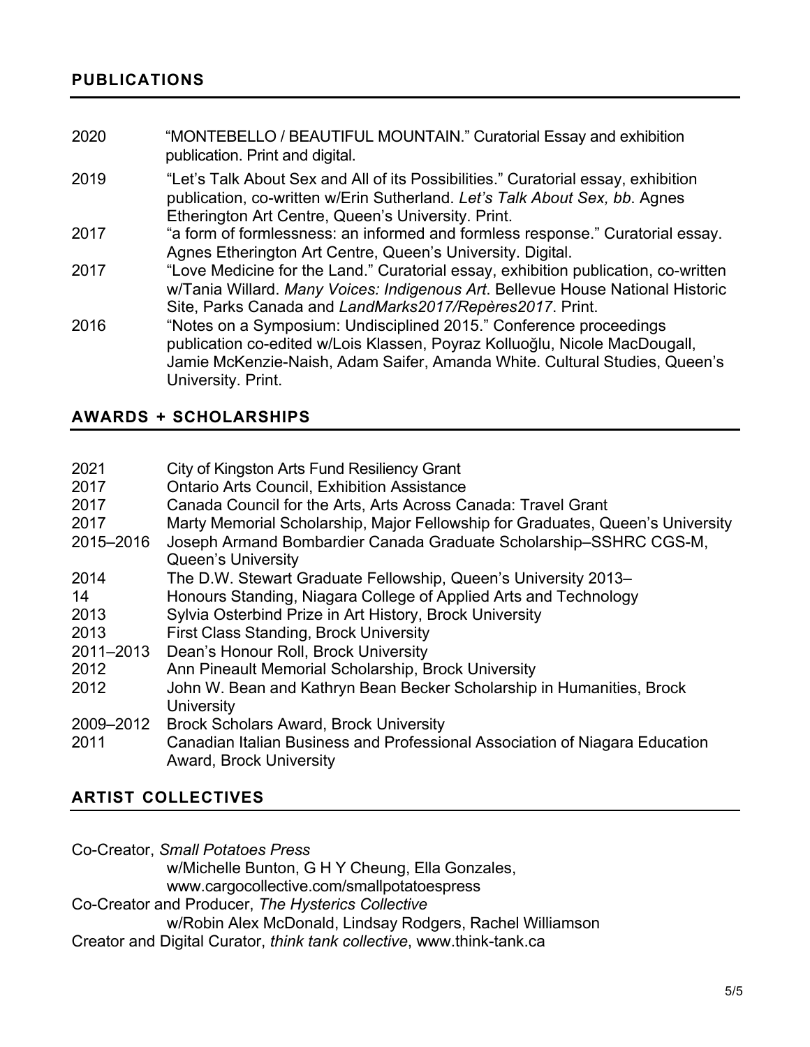## PUBLICATIONS

| | |
|---|---|
| 2020 | "MONTEBELLO / BEAUTIFUL MOUNTAIN." Curatorial Essay and exhibition publication. Print and digital. |
| 2019 | "Let's Talk About Sex and All of its Possibilities." Curatorial essay, exhibition publication, co-written w/Erin Sutherland. *Let's Talk About Sex, bb*. Agnes Etherington Art Centre, Queen's University. Print. |
| 2017 | "a form of formlessness: an informed and formless response." Curatorial essay. Agnes Etherington Art Centre, Queen's University. Digital. |
| 2017 | "Love Medicine for the Land." Curatorial essay, exhibition publication, co-written w/Tania Willard. *Many Voices: Indigenous Art*. Bellevue House National Historic Site, Parks Canada and *LandMarks2017/Repères2017*. Print. |
| 2016 | "Notes on a Symposium: Undisciplined 2015." Conference proceedings publication co-edited w/Lois Klassen, Poyraz Kolluoğlu, Nicole MacDougall, Jamie McKenzie-Naish, Adam Saifer, Amanda White. Cultural Studies, Queen's University. Print. |

## AWARDS + SCHOLARSHIPS

| | |
|---|---|
| 2021 | City of Kingston Arts Fund Resiliency Grant |
| 2017 | Ontario Arts Council, Exhibition Assistance |
| 2017 | Canada Council for the Arts, Arts Across Canada: Travel Grant |
| 2017 | Marty Memorial Scholarship, Major Fellowship for Graduates, Queen's University |
| 2015–2016 | Joseph Armand Bombardier Canada Graduate Scholarship–SSHRC CGS-M, Queen's University |
| 2014 | The D.W. Stewart Graduate Fellowship, Queen's University 2013– |
| 14 | Honours Standing, Niagara College of Applied Arts and Technology |
| 2013 | Sylvia Osterbind Prize in Art History, Brock University |
| 2013 | First Class Standing, Brock University |
| 2011–2013 | Dean's Honour Roll, Brock University |
| 2012 | Ann Pineault Memorial Scholarship, Brock University |
| 2012 | John W. Bean and Kathryn Bean Becker Scholarship in Humanities, Brock University |
| 2009–2012 | Brock Scholars Award, Brock University |
| 2011 | Canadian Italian Business and Professional Association of Niagara Education Award, Brock University |

## ARTIST COLLECTIVES

Co-Creator, *Small Potatoes Press*
w/Michelle Bunton, G H Y Cheung, Ella Gonzales,
www.cargocollective.com/smallpotatoespress

Co-Creator and Producer, *The Hysterics Collective*
w/Robin Alex McDonald, Lindsay Rodgers, Rachel Williamson

Creator and Digital Curator, *think tank collective*, www.think-tank.ca